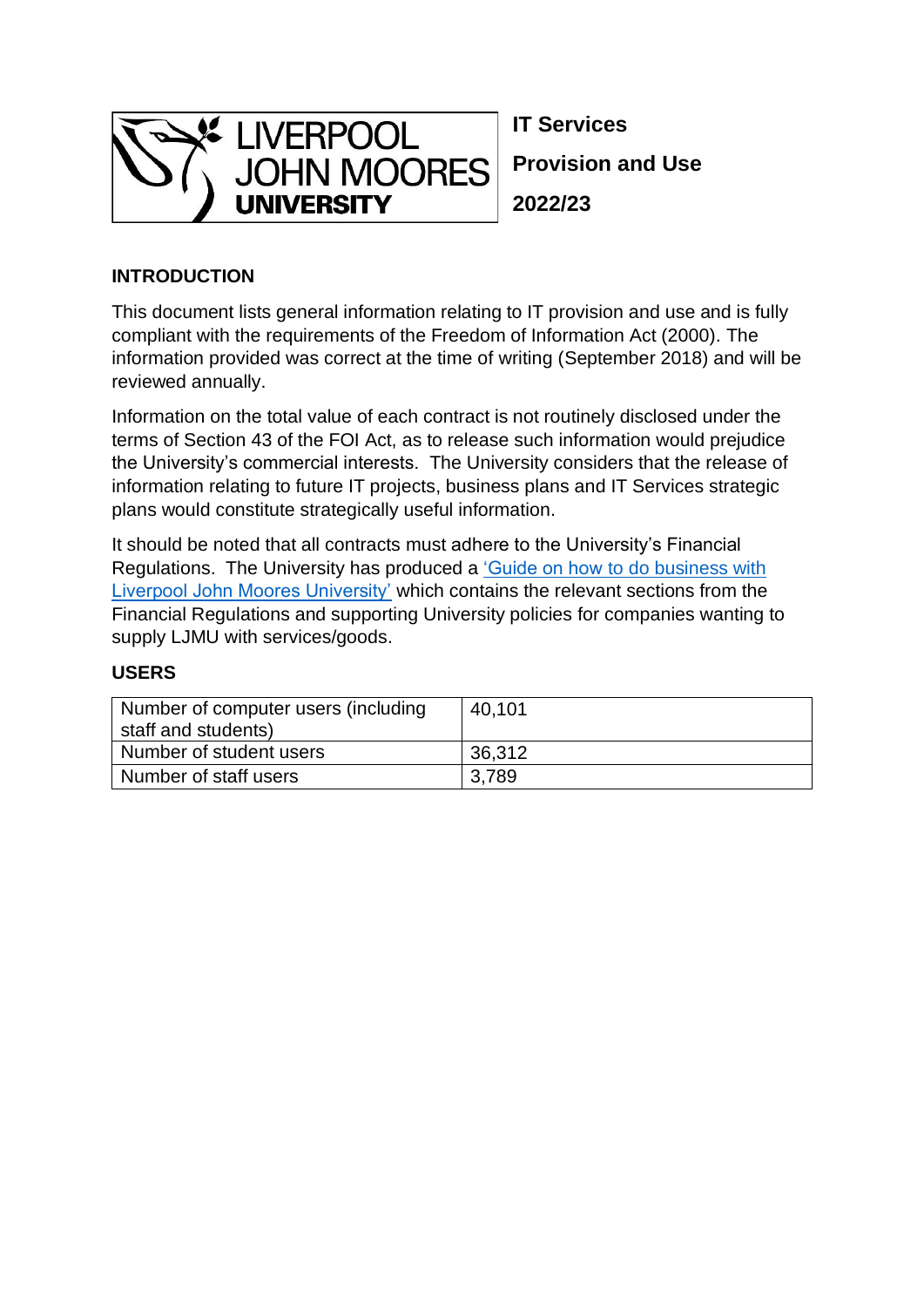LIVERPOOL JOHN MOORES UNIVERSITY

**IT Services**

**Provision and Use**

**2022/23**

## INTRODUCTION

This document lists general information relating to IT provision and use and is fully compliant with the requirements of the Freedom of Information Act (2000). The information provided was correct at the time of writing (September 2018) and will be reviewed annually.

Information on the total value of each contract is not routinely disclosed under the terms of Section 43 of the FOI Act, as to release such information would prejudice the University's commercial interests. The University considers that the release of information relating to future IT projects, business plans and IT Services strategic plans would constitute strategically useful information.

It should be noted that all contracts must adhere to the University's Financial Regulations. The University has produced a 'Guide on how to do business with Liverpool John Moores University' which contains the relevant sections from the Financial Regulations and supporting University policies for companies wanting to supply LJMU with services/goods.

## USERS

| Number of computer users (including staff and students) | 40,101 |
|---|---|
| Number of student users | 36,312 |
| Number of staff users | 3,789 |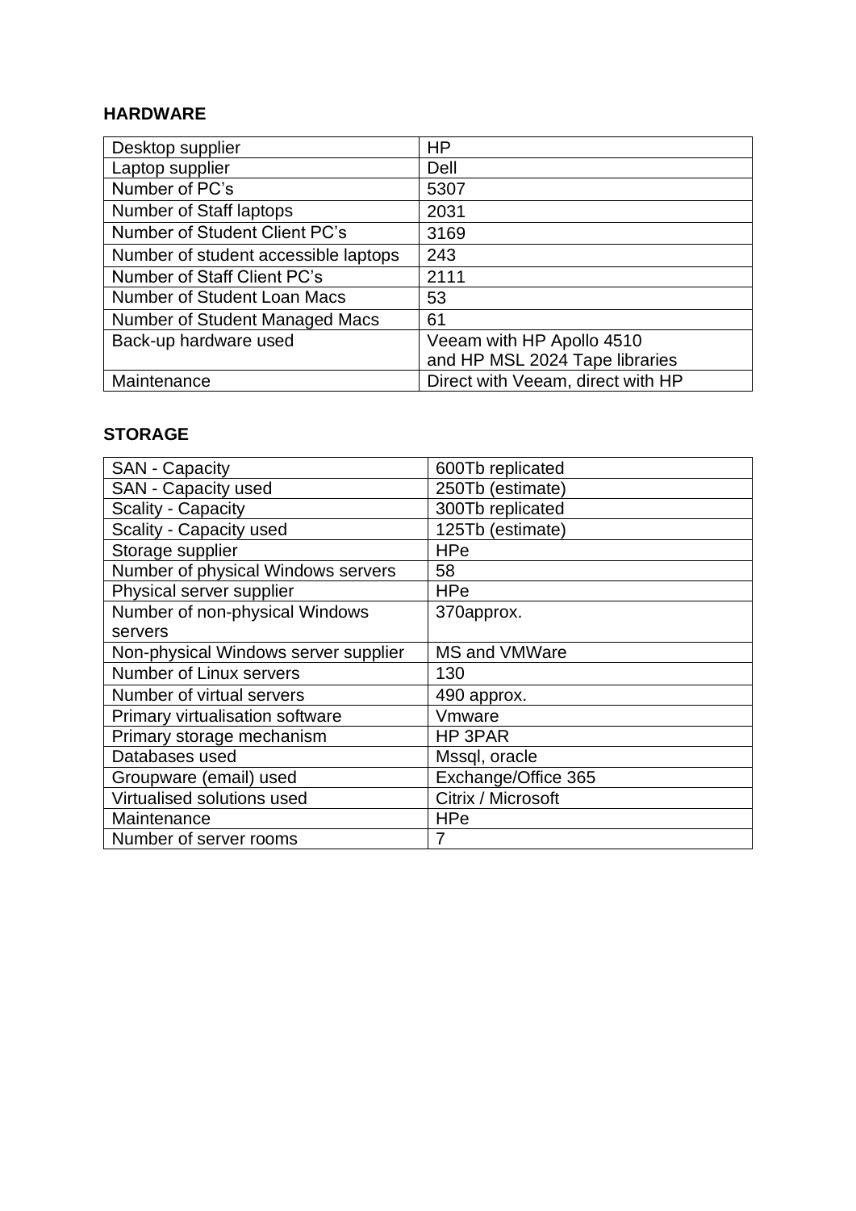## HARDWARE

| | |
|---|---|
| Desktop supplier | HP |
| Laptop supplier | Dell |
| Number of PC's | 5307 |
| Number of Staff laptops | 2031 |
| Number of Student Client PC's | 3169 |
| Number of student accessible laptops | 243 |
| Number of Staff Client PC's | 2111 |
| Number of Student Loan Macs | 53 |
| Number of Student Managed Macs | 61 |
| Back-up hardware used | Veeam with HP Apollo 4510 and HP MSL 2024 Tape libraries |
| Maintenance | Direct with Veeam, direct with HP |

## STORAGE

| | |
|---|---|
| SAN - Capacity | 600Tb replicated |
| SAN - Capacity used | 250Tb (estimate) |
| Scality - Capacity | 300Tb replicated |
| Scality - Capacity used | 125Tb (estimate) |
| Storage supplier | HPe |
| Number of physical Windows servers | 58 |
| Physical server supplier | HPe |
| Number of non-physical Windows servers | 370approx. |
| Non-physical Windows server supplier | MS and VMWare |
| Number of Linux servers | 130 |
| Number of virtual servers | 490 approx. |
| Primary virtualisation software | Vmware |
| Primary storage mechanism | HP 3PAR |
| Databases used | Mssql, oracle |
| Groupware (email) used | Exchange/Office 365 |
| Virtualised solutions used | Citrix / Microsoft |
| Maintenance | HPe |
| Number of server rooms | 7 |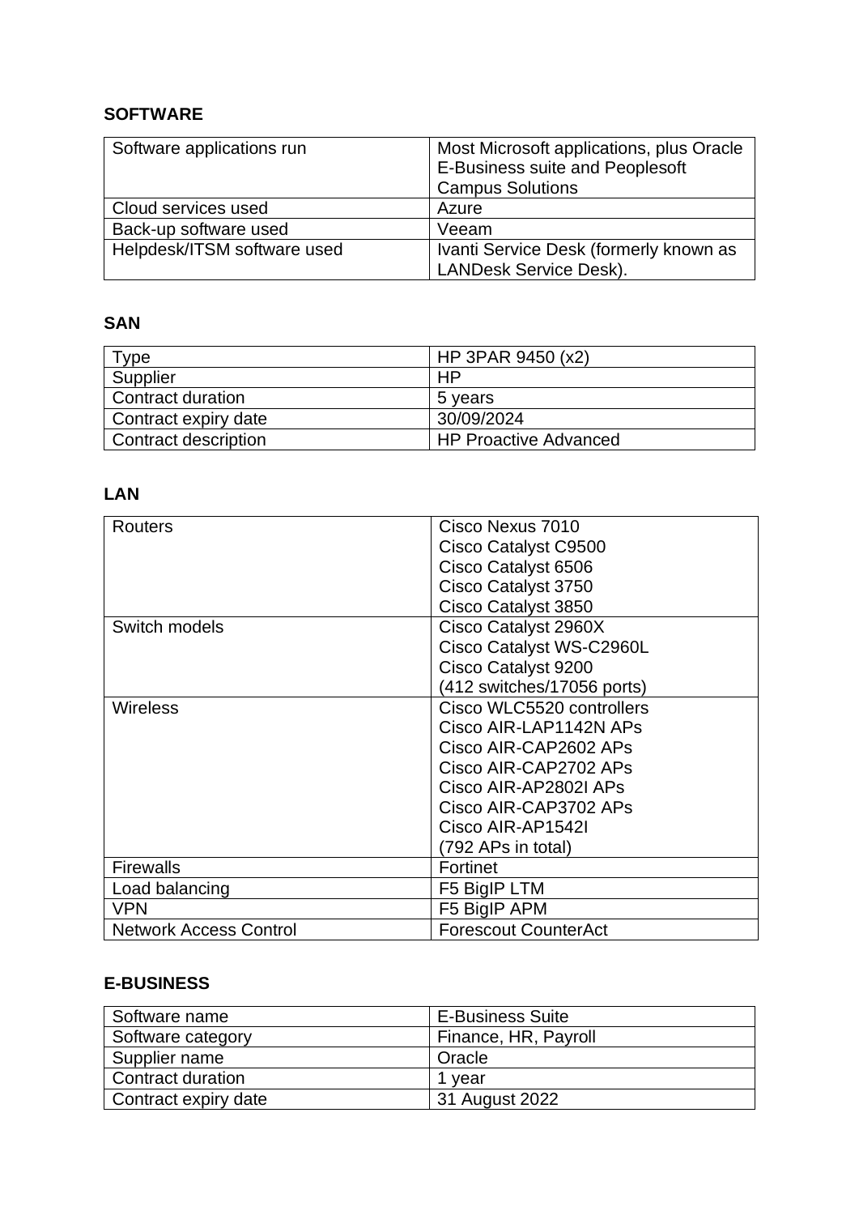**SOFTWARE**

| Software applications run | Most Microsoft applications, plus Oracle E-Business suite and Peoplesoft Campus Solutions |
|---|---|
| Cloud services used | Azure |
| Back-up software used | Veeam |
| Helpdesk/ITSM software used | Ivanti Service Desk (formerly known as LANDesk Service Desk). |

**SAN**

| Type | HP 3PAR 9450 (x2) |
|---|---|
| Supplier | HP |
| Contract duration | 5 years |
| Contract expiry date | 30/09/2024 |
| Contract description | HP Proactive Advanced |

**LAN**

| Routers | Cisco Nexus 7010<br>Cisco Catalyst C9500<br>Cisco Catalyst 6506<br>Cisco Catalyst 3750<br>Cisco Catalyst 3850 |
|---|---|
| Switch models | Cisco Catalyst 2960X<br>Cisco Catalyst WS-C2960L<br>Cisco Catalyst 9200<br>(412 switches/17056 ports) |
| Wireless | Cisco WLC5520 controllers<br>Cisco AIR-LAP1142N APs<br>Cisco AIR-CAP2602 APs<br>Cisco AIR-CAP2702 APs<br>Cisco AIR-AP2802I APs<br>Cisco AIR-CAP3702 APs<br>Cisco AIR-AP1542I<br>(792 APs in total) |
| Firewalls | Fortinet |
| Load balancing | F5 BigIP LTM |
| VPN | F5 BigIP APM |
| Network Access Control | Forescout CounterAct |

**E-BUSINESS**

| Software name | E-Business Suite |
|---|---|
| Software category | Finance, HR, Payroll |
| Supplier name | Oracle |
| Contract duration | 1 year |
| Contract expiry date | 31 August 2022 |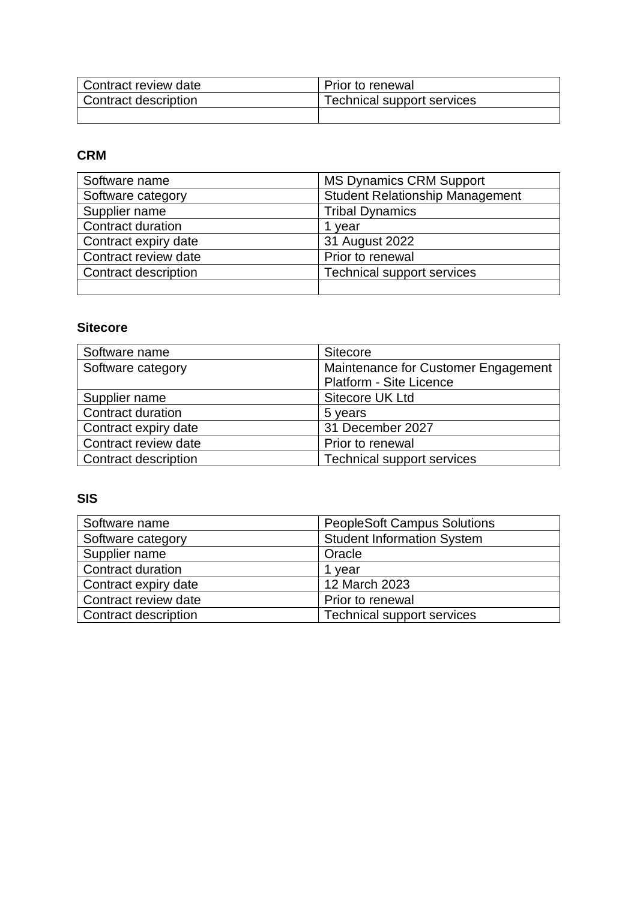| Contract review date | Prior to renewal |
|---|---|
| Contract description | Technical support services |
| | |

**CRM**

| Software name | MS Dynamics CRM Support |
|---|---|
| Software category | Student Relationship Management |
| Supplier name | Tribal Dynamics |
| Contract duration | 1 year |
| Contract expiry date | 31 August 2022 |
| Contract review date | Prior to renewal |
| Contract description | Technical support services |
| | |

**Sitecore**

| Software name | Sitecore |
|---|---|
| Software category | Maintenance for Customer Engagement Platform - Site Licence |
| Supplier name | Sitecore UK Ltd |
| Contract duration | 5 years |
| Contract expiry date | 31 December 2027 |
| Contract review date | Prior to renewal |
| Contract description | Technical support services |

**SIS**

| Software name | PeopleSoft Campus Solutions |
|---|---|
| Software category | Student Information System |
| Supplier name | Oracle |
| Contract duration | 1 year |
| Contract expiry date | 12 March 2023 |
| Contract review date | Prior to renewal |
| Contract description | Technical support services |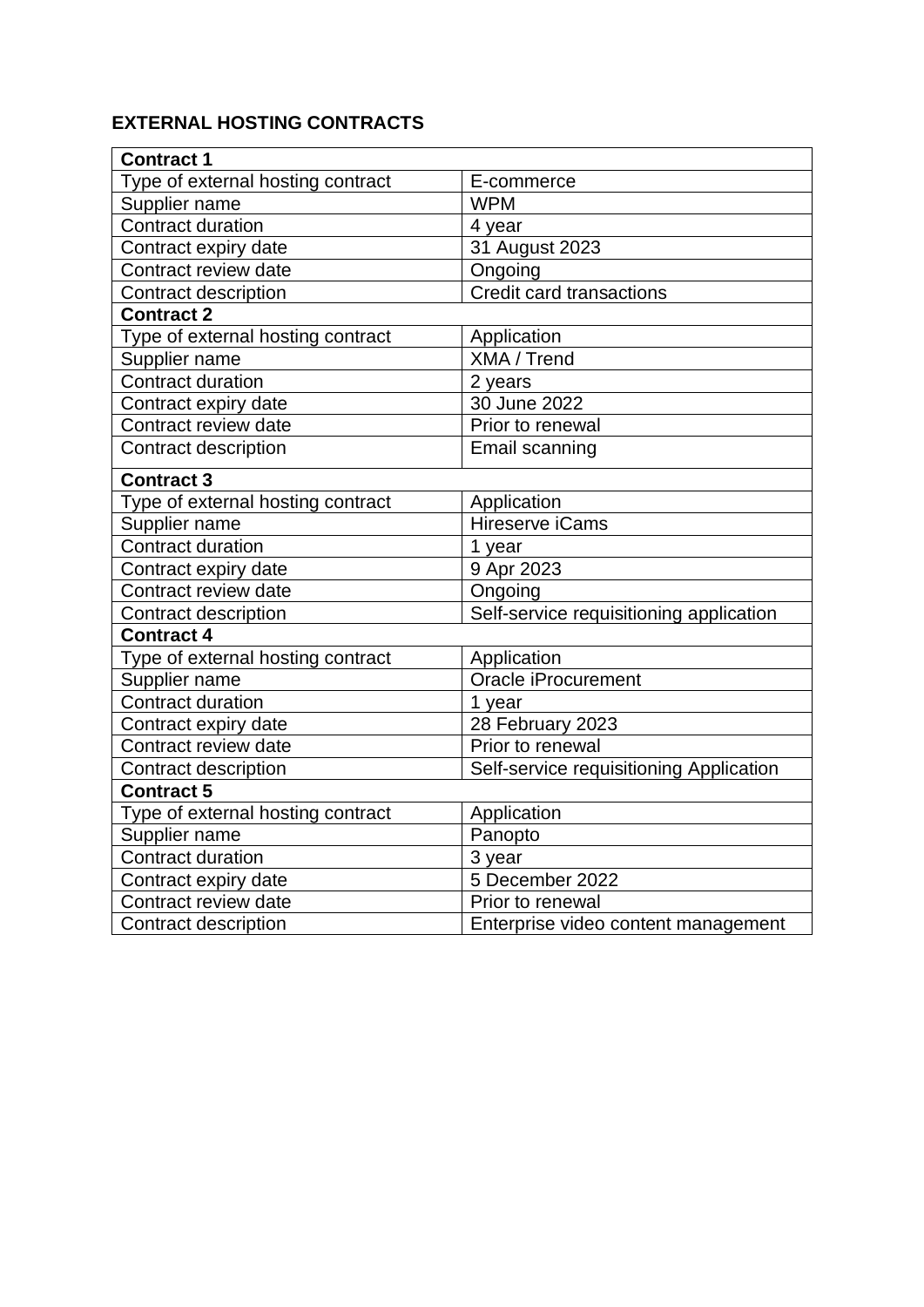**EXTERNAL HOSTING CONTRACTS**

| **Contract 1** | |
|---|---|
| Type of external hosting contract | E-commerce |
| Supplier name | WPM |
| Contract duration | 4 year |
| Contract expiry date | 31 August 2023 |
| Contract review date | Ongoing |
| Contract description | Credit card transactions |
| **Contract 2** | |
| Type of external hosting contract | Application |
| Supplier name | XMA / Trend |
| Contract duration | 2 years |
| Contract expiry date | 30 June 2022 |
| Contract review date | Prior to renewal |
| Contract description | Email scanning |
| **Contract 3** | |
| Type of external hosting contract | Application |
| Supplier name | Hireserve iCams |
| Contract duration | 1 year |
| Contract expiry date | 9 Apr 2023 |
| Contract review date | Ongoing |
| Contract description | Self-service requisitioning application |
| **Contract 4** | |
| Type of external hosting contract | Application |
| Supplier name | Oracle iProcurement |
| Contract duration | 1 year |
| Contract expiry date | 28 February 2023 |
| Contract review date | Prior to renewal |
| Contract description | Self-service requisitioning Application |
| **Contract 5** | |
| Type of external hosting contract | Application |
| Supplier name | Panopto |
| Contract duration | 3 year |
| Contract expiry date | 5 December 2022 |
| Contract review date | Prior to renewal |
| Contract description | Enterprise video content management |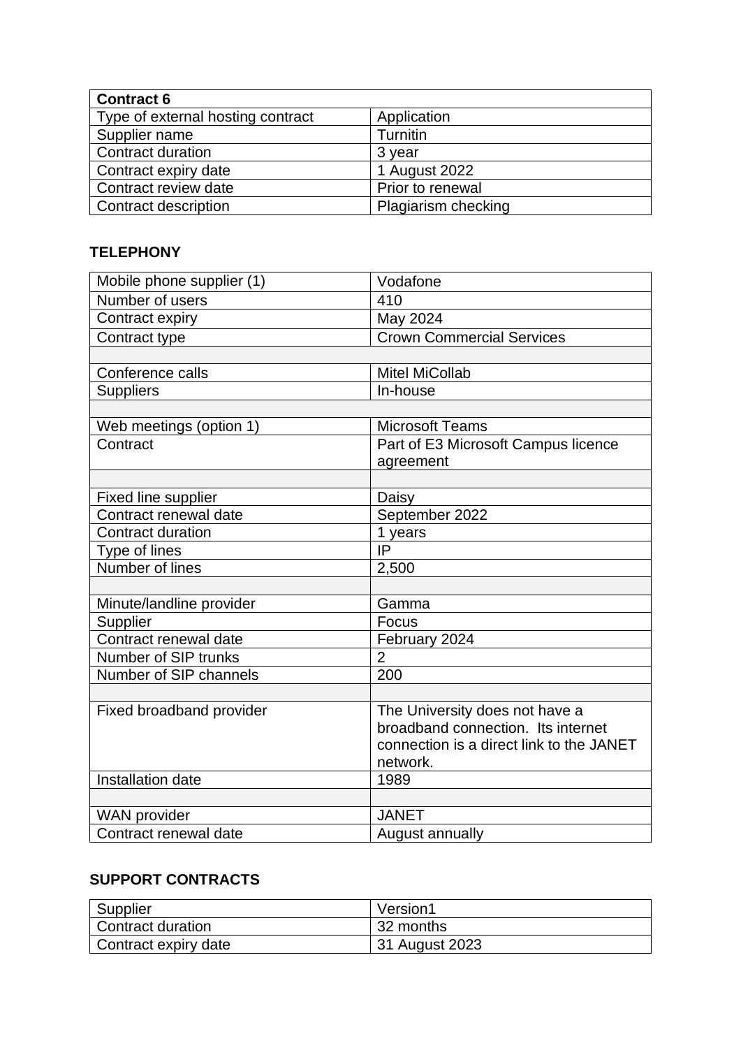| Contract 6 | |
| --- | --- |
| Type of external hosting contract | Application |
| Supplier name | Turnitin |
| Contract duration | 3 year |
| Contract expiry date | 1 August 2022 |
| Contract review date | Prior to renewal |
| Contract description | Plagiarism checking |

**TELEPHONY**

| | |
| --- | --- |
| Mobile phone supplier (1) | Vodafone |
| Number of users | 410 |
| Contract expiry | May 2024 |
| Contract type | Crown Commercial Services |
| | |
| Conference calls | Mitel MiCollab |
| Suppliers | In-house |
| | |
| Web meetings (option 1) | Microsoft Teams |
| Contract | Part of E3 Microsoft Campus licence agreement |
| | |
| Fixed line supplier | Daisy |
| Contract renewal date | September 2022 |
| Contract duration | 1 years |
| Type of lines | IP |
| Number of lines | 2,500 |
| | |
| Minute/landline provider | Gamma |
| Supplier | Focus |
| Contract renewal date | February 2024 |
| Number of SIP trunks | 2 |
| Number of SIP channels | 200 |
| | |
| Fixed broadband provider | The University does not have a broadband connection. Its internet connection is a direct link to the JANET network. |
| Installation date | 1989 |
| | |
| WAN provider | JANET |
| Contract renewal date | August annually |

**SUPPORT CONTRACTS**

| | |
| --- | --- |
| Supplier | Version1 |
| Contract duration | 32 months |
| Contract expiry date | 31 August 2023 |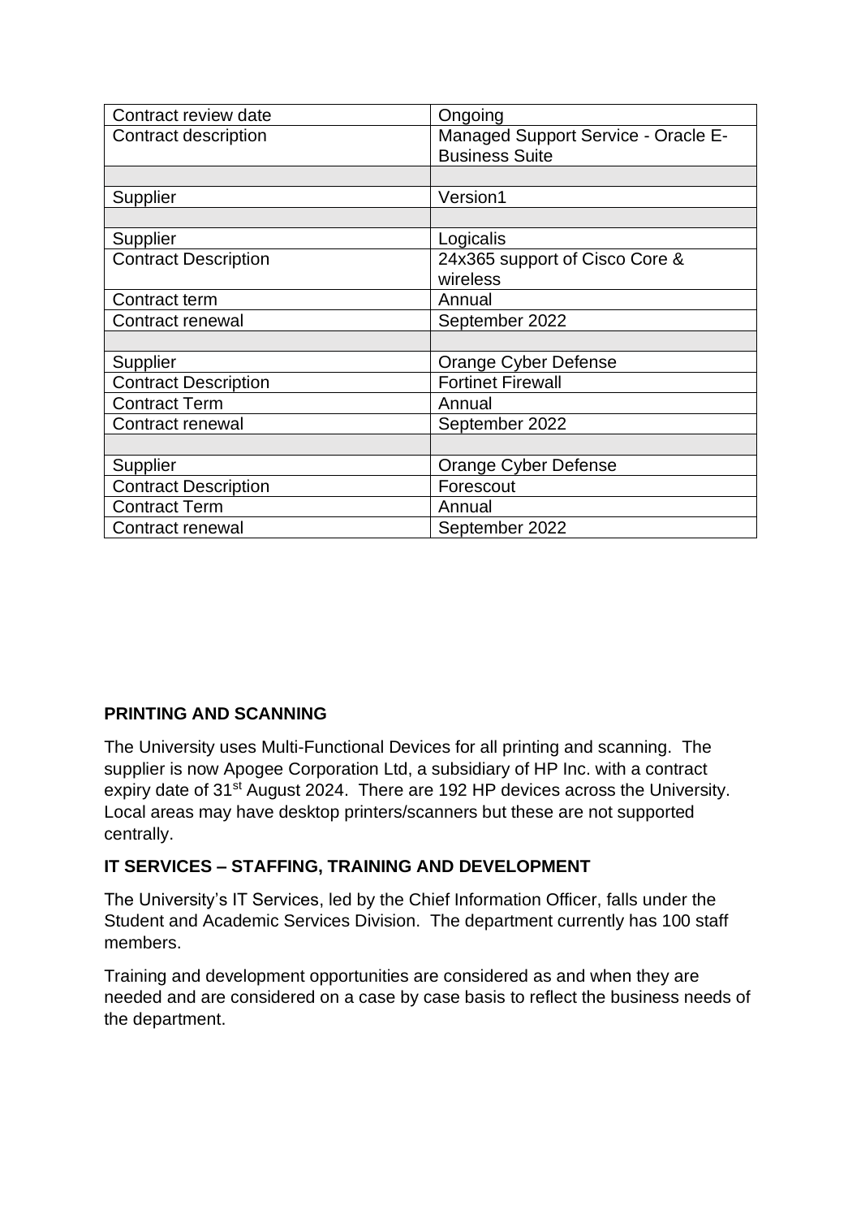| | |
|---|---|
| Contract review date | Ongoing |
| Contract description | Managed Support Service - Oracle E-Business Suite |
| | |
| Supplier | Version1 |
| | |
| Supplier | Logicalis |
| Contract Description | 24x365 support of Cisco Core & wireless |
| Contract term | Annual |
| Contract renewal | September 2022 |
| | |
| Supplier | Orange Cyber Defense |
| Contract Description | Fortinet Firewall |
| Contract Term | Annual |
| Contract renewal | September 2022 |
| | |
| Supplier | Orange Cyber Defense |
| Contract Description | Forescout |
| Contract Term | Annual |
| Contract renewal | September 2022 |

**PRINTING AND SCANNING**

The University uses Multi-Functional Devices for all printing and scanning. The supplier is now Apogee Corporation Ltd, a subsidiary of HP Inc. with a contract expiry date of 31st August 2024. There are 192 HP devices across the University. Local areas may have desktop printers/scanners but these are not supported centrally.

**IT SERVICES – STAFFING, TRAINING AND DEVELOPMENT**

The University's IT Services, led by the Chief Information Officer, falls under the Student and Academic Services Division. The department currently has 100 staff members.

Training and development opportunities are considered as and when they are needed and are considered on a case by case basis to reflect the business needs of the department.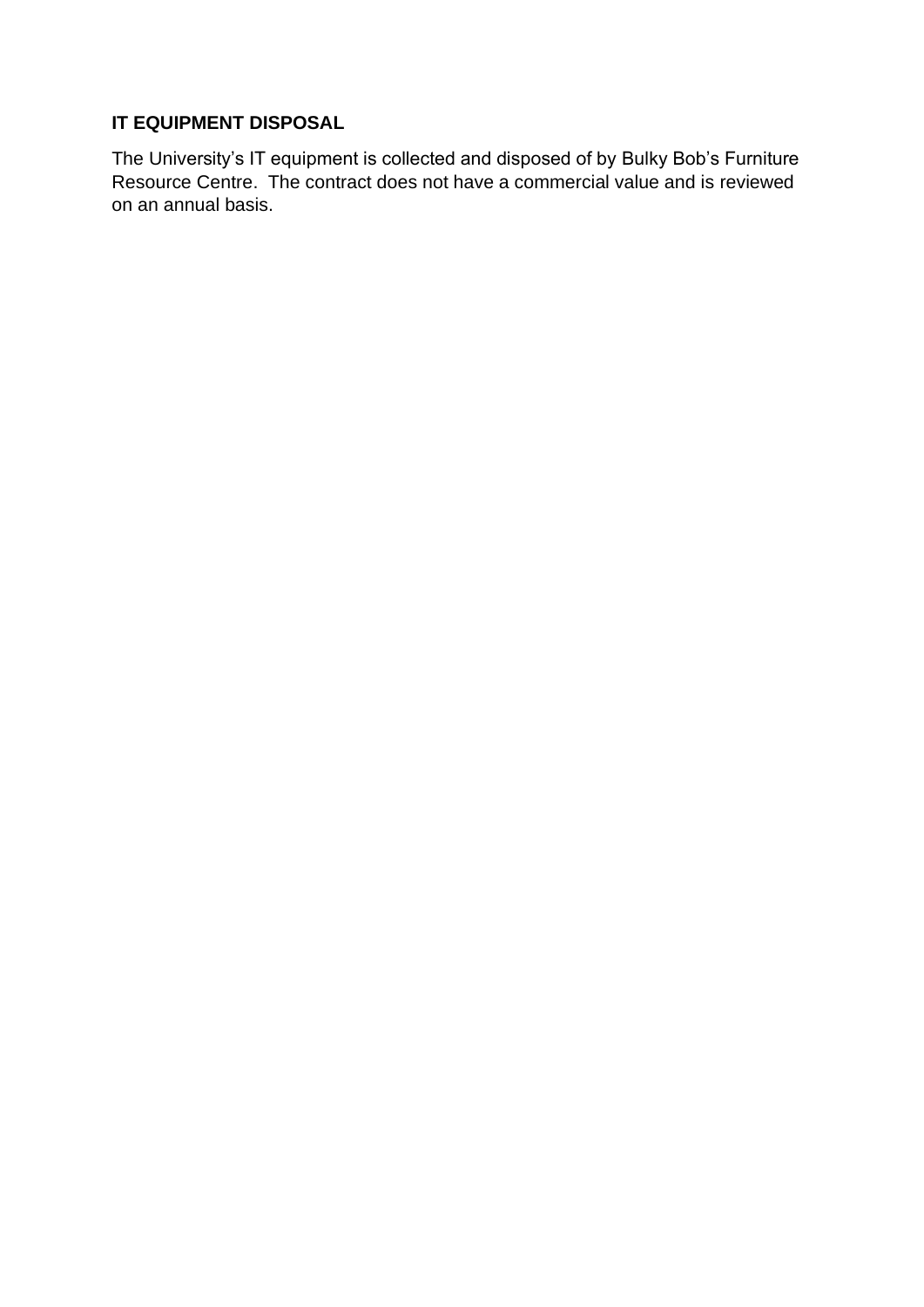**IT EQUIPMENT DISPOSAL**

The University's IT equipment is collected and disposed of by Bulky Bob's Furniture Resource Centre. The contract does not have a commercial value and is reviewed on an annual basis.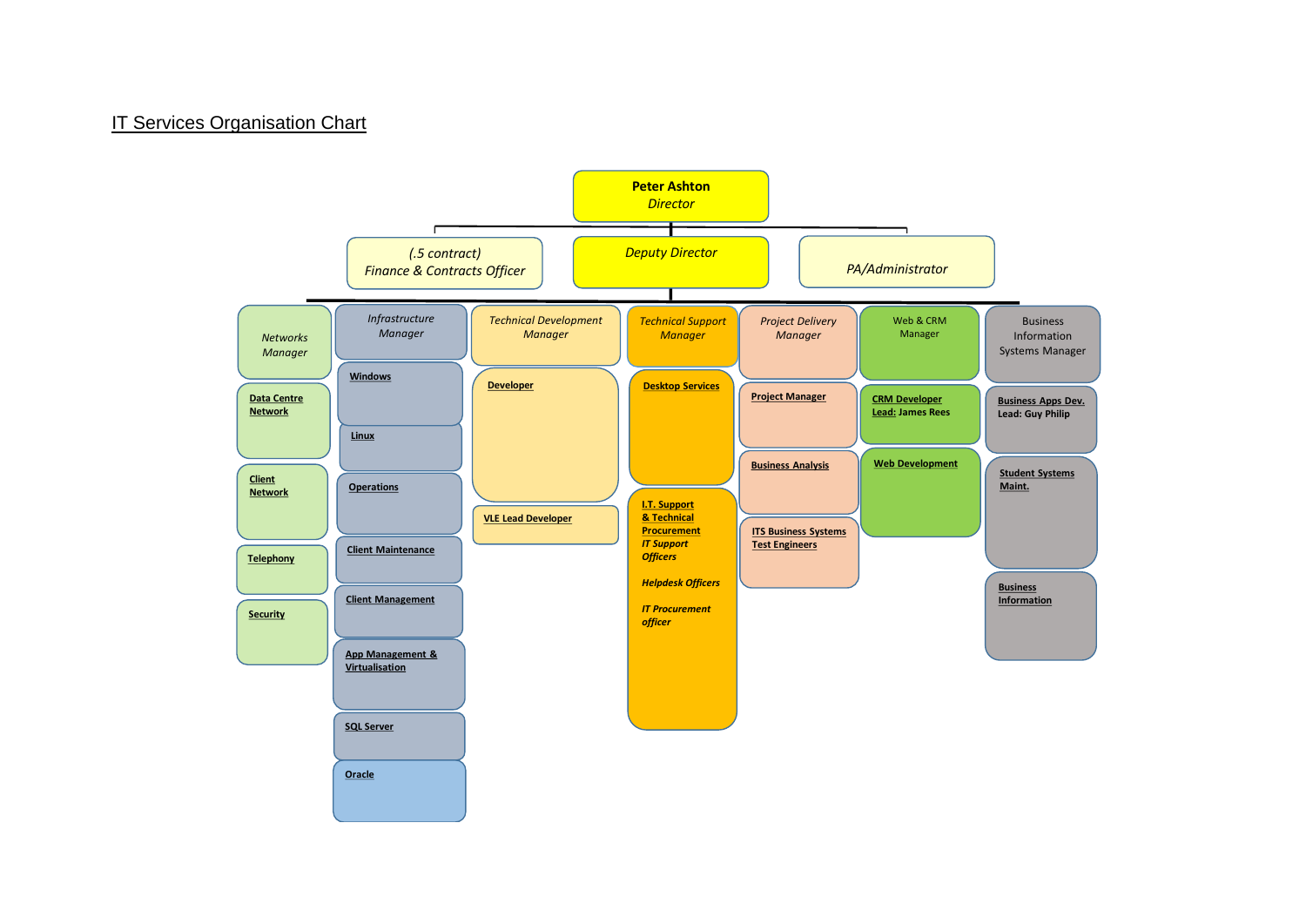# IT Services Organisation Chart

**Peter Ashton**
*Director*

*(.5 contract)*
*Finance & Contracts Officer*

*Deputy Director*

*PA/Administrator*

*Networks Manager*
- Data Centre Network
- Client Network
- Telephony
- Security

*Infrastructure Manager*
- Windows
- Linux
- Operations
- Client Maintenance
- Client Management
- App Management & Virtualisation
- SQL Server
- Oracle

*Technical Development Manager*
- Developer
- VLE Lead Developer

*Technical Support Manager*
- Desktop Services
- I.T. Support & Technical Procurement
  - *IT Support Officers*
  - *Helpdesk Officers*
  - *IT Procurement officer*

*Project Delivery Manager*
- Project Manager
- Business Analysis
- ITS Business Systems Test Engineers

Web & CRM Manager
- CRM Developer Lead: James Rees
- Web Development

Business Information Systems Manager
- Business Apps Dev. Lead: Guy Philip
- Student Systems Maint.
- Business Information